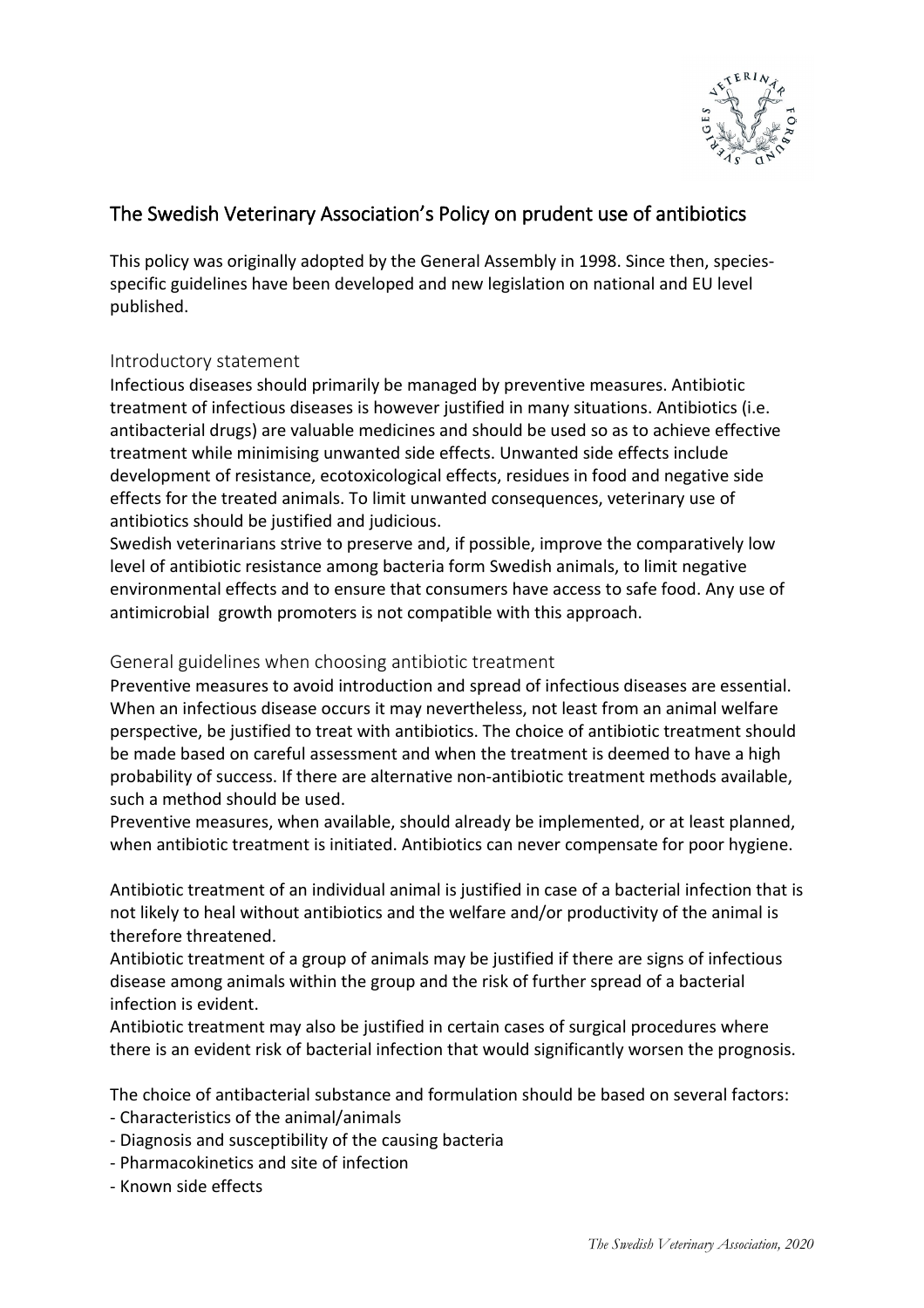# The Swedish Veterinary Association's Policy on prudent use of antibiotics

This policy was originally adopted by the General Assembly in 1998. Since then, species-specific guidelines have been developed and new legislation on national and EU level published.

## Introductory statement

Infectious diseases should primarily be managed by preventive measures. Antibiotic treatment of infectious diseases is however justified in many situations. Antibiotics (i.e. antibacterial drugs) are valuable medicines and should be used so as to achieve effective treatment while minimising unwanted side effects. Unwanted side effects include development of resistance, ecotoxicological effects, residues in food and negative side effects for the treated animals. To limit unwanted consequences, veterinary use of antibiotics should be justified and judicious.

Swedish veterinarians strive to preserve and, if possible, improve the comparatively low level of antibiotic resistance among bacteria form Swedish animals, to limit negative environmental effects and to ensure that consumers have access to safe food. Any use of antimicrobial growth promoters is not compatible with this approach.

## General guidelines when choosing antibiotic treatment

Preventive measures to avoid introduction and spread of infectious diseases are essential. When an infectious disease occurs it may nevertheless, not least from an animal welfare perspective, be justified to treat with antibiotics. The choice of antibiotic treatment should be made based on careful assessment and when the treatment is deemed to have a high probability of success. If there are alternative non-antibiotic treatment methods available, such a method should be used.

Preventive measures, when available, should already be implemented, or at least planned, when antibiotic treatment is initiated. Antibiotics can never compensate for poor hygiene.

Antibiotic treatment of an individual animal is justified in case of a bacterial infection that is not likely to heal without antibiotics and the welfare and/or productivity of the animal is therefore threatened.

Antibiotic treatment of a group of animals may be justified if there are signs of infectious disease among animals within the group and the risk of further spread of a bacterial infection is evident.

Antibiotic treatment may also be justified in certain cases of surgical procedures where there is an evident risk of bacterial infection that would significantly worsen the prognosis.

The choice of antibacterial substance and formulation should be based on several factors:

- Characteristics of the animal/animals
- Diagnosis and susceptibility of the causing bacteria
- Pharmacokinetics and site of infection
- Known side effects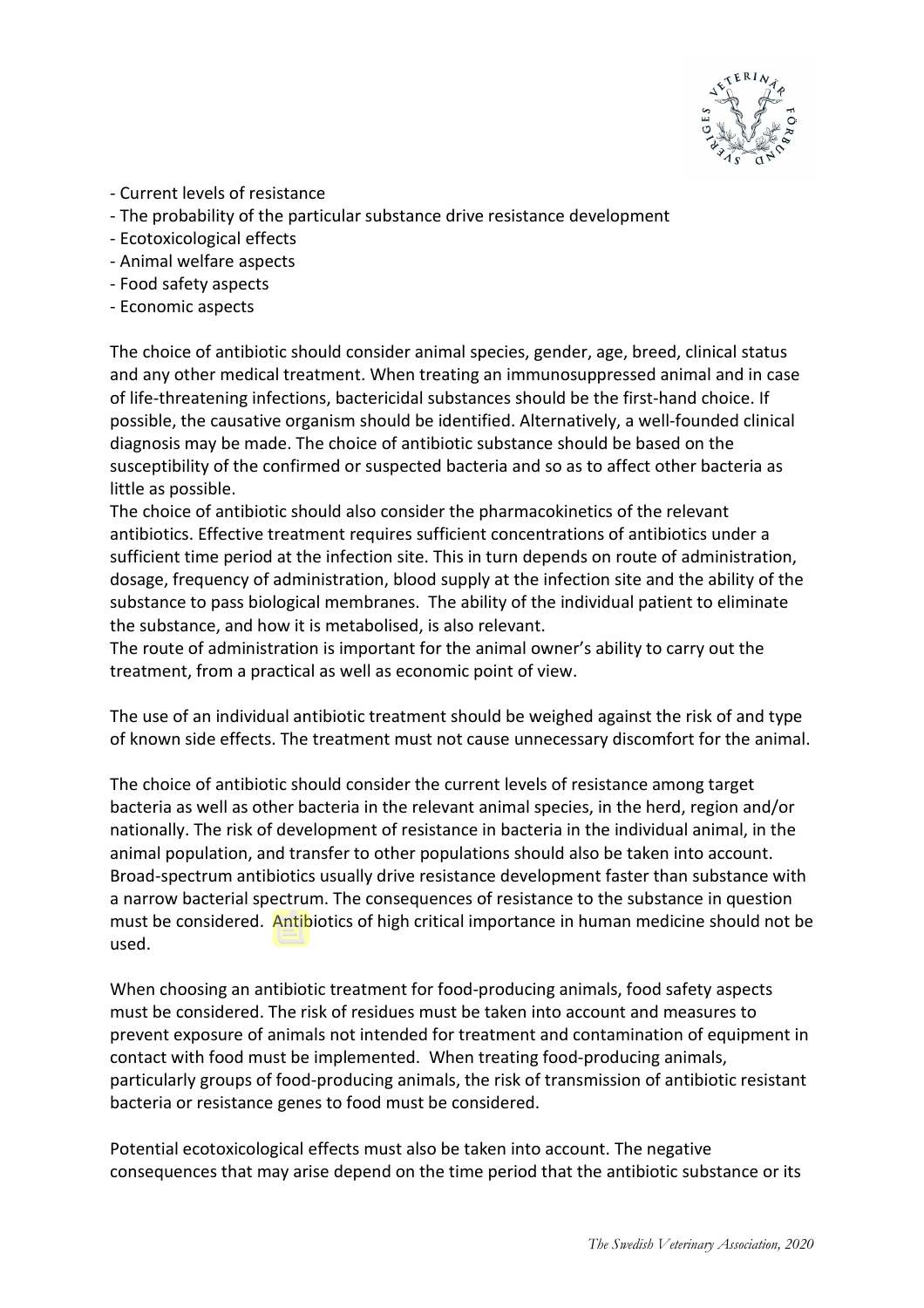- Current levels of resistance
- The probability of the particular substance drive resistance development
- Ecotoxicological effects
- Animal welfare aspects
- Food safety aspects
- Economic aspects

The choice of antibiotic should consider animal species, gender, age, breed, clinical status and any other medical treatment. When treating an immunosuppressed animal and in case of life-threatening infections, bactericidal substances should be the first-hand choice. If possible, the causative organism should be identified. Alternatively, a well-founded clinical diagnosis may be made. The choice of antibiotic substance should be based on the susceptibility of the confirmed or suspected bacteria and so as to affect other bacteria as little as possible.

The choice of antibiotic should also consider the pharmacokinetics of the relevant antibiotics. Effective treatment requires sufficient concentrations of antibiotics under a sufficient time period at the infection site. This in turn depends on route of administration, dosage, frequency of administration, blood supply at the infection site and the ability of the substance to pass biological membranes. The ability of the individual patient to eliminate the substance, and how it is metabolised, is also relevant.

The route of administration is important for the animal owner's ability to carry out the treatment, from a practical as well as economic point of view.

The use of an individual antibiotic treatment should be weighed against the risk of and type of known side effects. The treatment must not cause unnecessary discomfort for the animal.

The choice of antibiotic should consider the current levels of resistance among target bacteria as well as other bacteria in the relevant animal species, in the herd, region and/or nationally. The risk of development of resistance in bacteria in the individual animal, in the animal population, and transfer to other populations should also be taken into account. Broad-spectrum antibiotics usually drive resistance development faster than substance with a narrow bacterial spectrum. The consequences of resistance to the substance in question must be considered. Antibiotics of high critical importance in human medicine should not be used.

When choosing an antibiotic treatment for food-producing animals, food safety aspects must be considered. The risk of residues must be taken into account and measures to prevent exposure of animals not intended for treatment and contamination of equipment in contact with food must be implemented. When treating food-producing animals, particularly groups of food-producing animals, the risk of transmission of antibiotic resistant bacteria or resistance genes to food must be considered.

Potential ecotoxicological effects must also be taken into account. The negative consequences that may arise depend on the time period that the antibiotic substance or its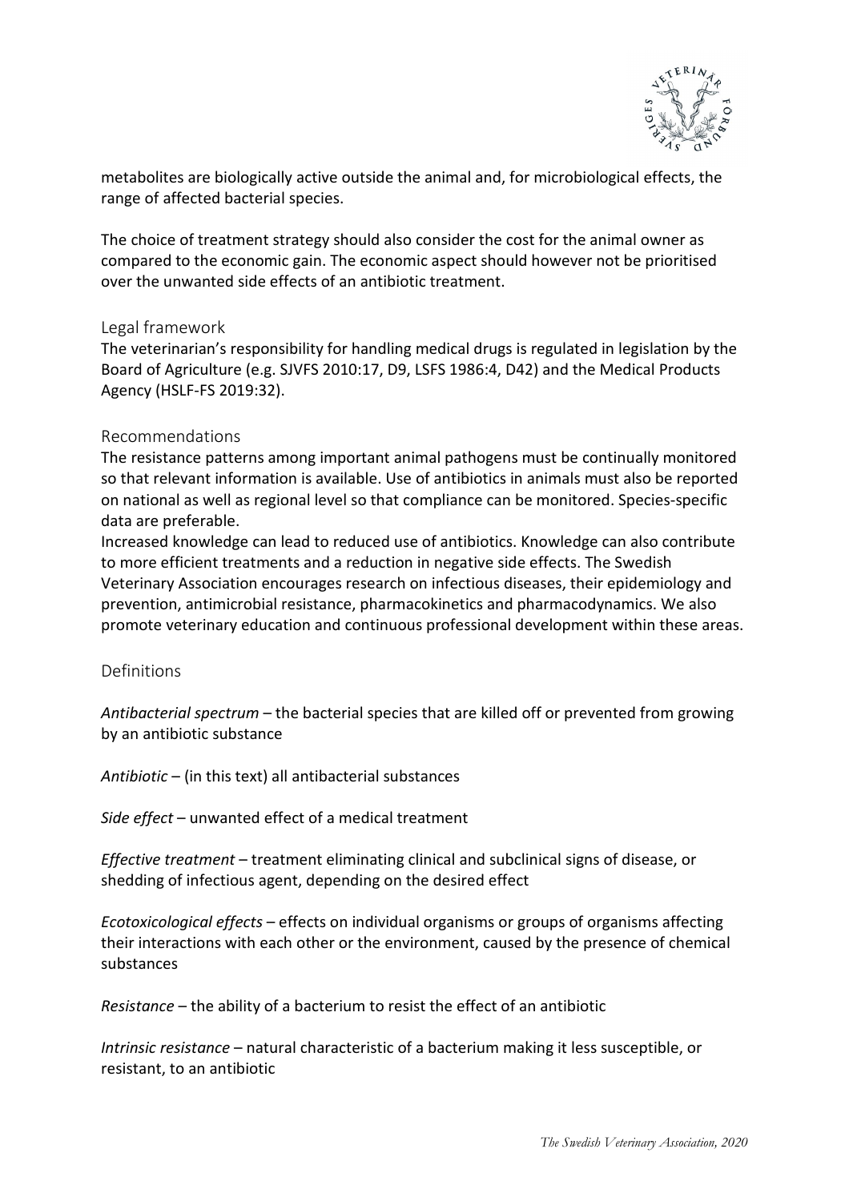metabolites are biologically active outside the animal and, for microbiological effects, the range of affected bacterial species.

The choice of treatment strategy should also consider the cost for the animal owner as compared to the economic gain. The economic aspect should however not be prioritised over the unwanted side effects of an antibiotic treatment.

## Legal framework

The veterinarian's responsibility for handling medical drugs is regulated in legislation by the Board of Agriculture (e.g. SJVFS 2010:17, D9, LSFS 1986:4, D42) and the Medical Products Agency (HSLF-FS 2019:32).

## Recommendations

The resistance patterns among important animal pathogens must be continually monitored so that relevant information is available. Use of antibiotics in animals must also be reported on national as well as regional level so that compliance can be monitored. Species-specific data are preferable.

Increased knowledge can lead to reduced use of antibiotics. Knowledge can also contribute to more efficient treatments and a reduction in negative side effects. The Swedish Veterinary Association encourages research on infectious diseases, their epidemiology and prevention, antimicrobial resistance, pharmacokinetics and pharmacodynamics. We also promote veterinary education and continuous professional development within these areas.

## Definitions

*Antibacterial spectrum* – the bacterial species that are killed off or prevented from growing by an antibiotic substance

*Antibiotic* – (in this text) all antibacterial substances

*Side effect* – unwanted effect of a medical treatment

*Effective treatment* – treatment eliminating clinical and subclinical signs of disease, or shedding of infectious agent, depending on the desired effect

*Ecotoxicological effects* – effects on individual organisms or groups of organisms affecting their interactions with each other or the environment, caused by the presence of chemical substances

*Resistance* – the ability of a bacterium to resist the effect of an antibiotic

*Intrinsic resistance* – natural characteristic of a bacterium making it less susceptible, or resistant, to an antibiotic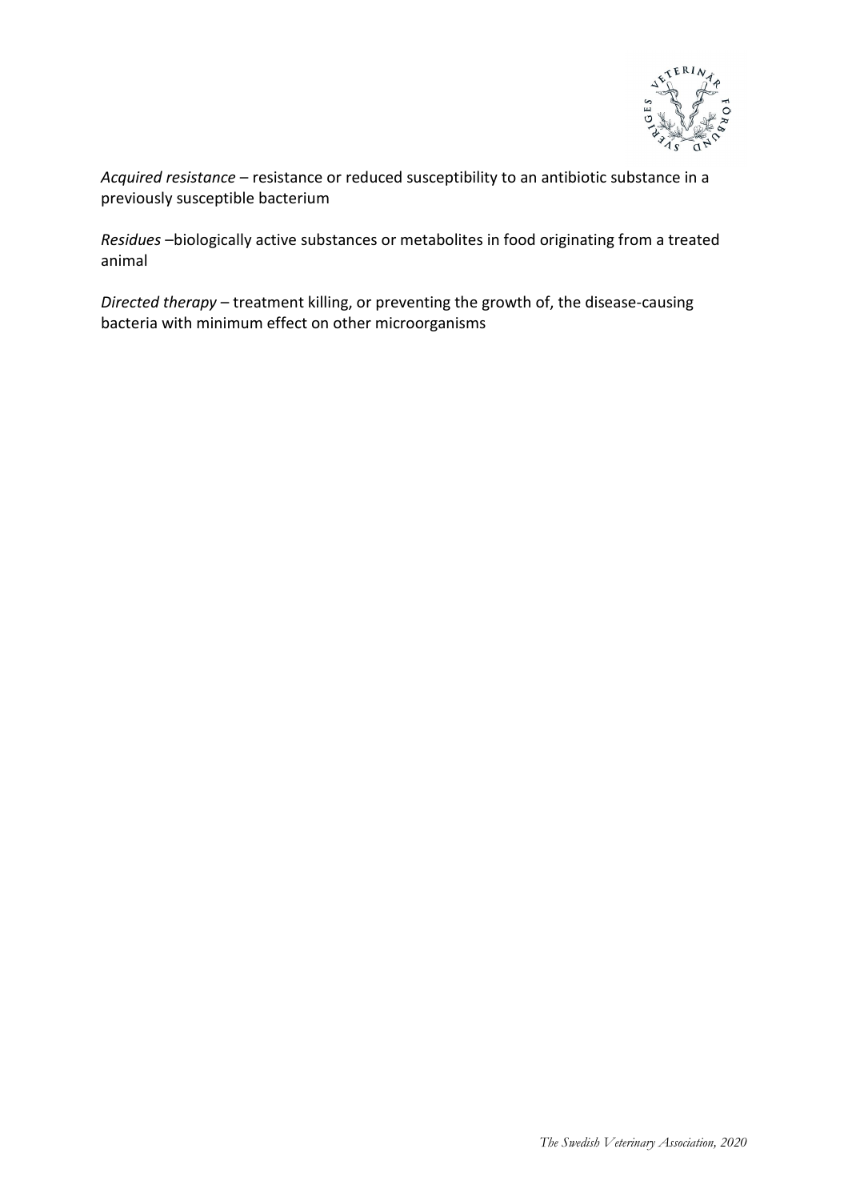*Acquired resistance* – resistance or reduced susceptibility to an antibiotic substance in a previously susceptible bacterium

*Residues* –biologically active substances or metabolites in food originating from a treated animal

*Directed therapy* – treatment killing, or preventing the growth of, the disease-causing bacteria with minimum effect on other microorganisms